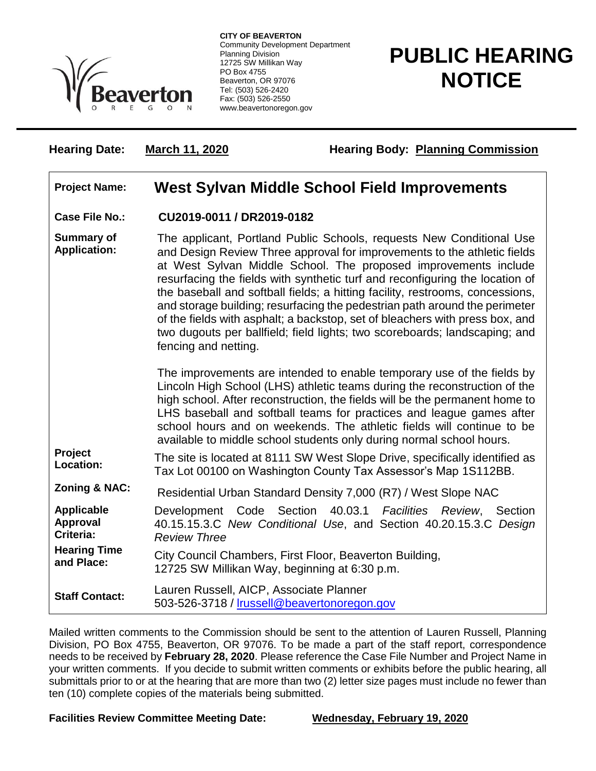**CITY OF BEAVERTON**
Community Development Department
Planning Division
12725 SW Millikan Way
PO Box 4755
Beaverton, OR 97076
Tel: (503) 526-2420
Fax: (503) 526-2550
www.beavertonoregon.gov

# PUBLIC HEARING NOTICE

**Hearing Date:** **March 11, 2020** **Hearing Body:** **Planning Commission**

| | |
|---|---|
| **Project Name:** | **West Sylvan Middle School Field Improvements** |
| **Case File No.:** | **CU2019-0011 / DR2019-0182** |
| **Summary of Application:** | The applicant, Portland Public Schools, requests New Conditional Use and Design Review Three approval for improvements to the athletic fields at West Sylvan Middle School. The proposed improvements include resurfacing the fields with synthetic turf and reconfiguring the location of the baseball and softball fields; a hitting facility, restrooms, concessions, and storage building; resurfacing the pedestrian path around the perimeter of the fields with asphalt; a backstop, set of bleachers with press box, and two dugouts per ballfield; field lights; two scoreboards; landscaping; and fencing and netting.<br><br>The improvements are intended to enable temporary use of the fields by Lincoln High School (LHS) athletic teams during the reconstruction of the high school. After reconstruction, the fields will be the permanent home to LHS baseball and softball teams for practices and league games after school hours and on weekends. The athletic fields will continue to be available to middle school students only during normal school hours. |
| **Project Location:** | The site is located at 8111 SW West Slope Drive, specifically identified as Tax Lot 00100 on Washington County Tax Assessor's Map 1S112BB. |
| **Zoning & NAC:** | Residential Urban Standard Density 7,000 (R7) / West Slope NAC |
| **Applicable Approval Criteria:** | Development Code Section 40.03.1 *Facilities Review*, Section 40.15.15.3.C *New Conditional Use*, and Section 40.20.15.3.C *Design Review Three* |
| **Hearing Time and Place:** | City Council Chambers, First Floor, Beaverton Building, 12725 SW Millikan Way, beginning at 6:30 p.m. |
| **Staff Contact:** | Lauren Russell, AICP, Associate Planner<br>503-526-3718 / lrussell@beavertonoregon.gov |

Mailed written comments to the Commission should be sent to the attention of Lauren Russell, Planning Division, PO Box 4755, Beaverton, OR 97076. To be made a part of the staff report, correspondence needs to be received by **February 28, 2020**. Please reference the Case File Number and Project Name in your written comments. If you decide to submit written comments or exhibits before the public hearing, all submittals prior to or at the hearing that are more than two (2) letter size pages must include no fewer than ten (10) complete copies of the materials being submitted.

**Facilities Review Committee Meeting Date:** **Wednesday, February 19, 2020**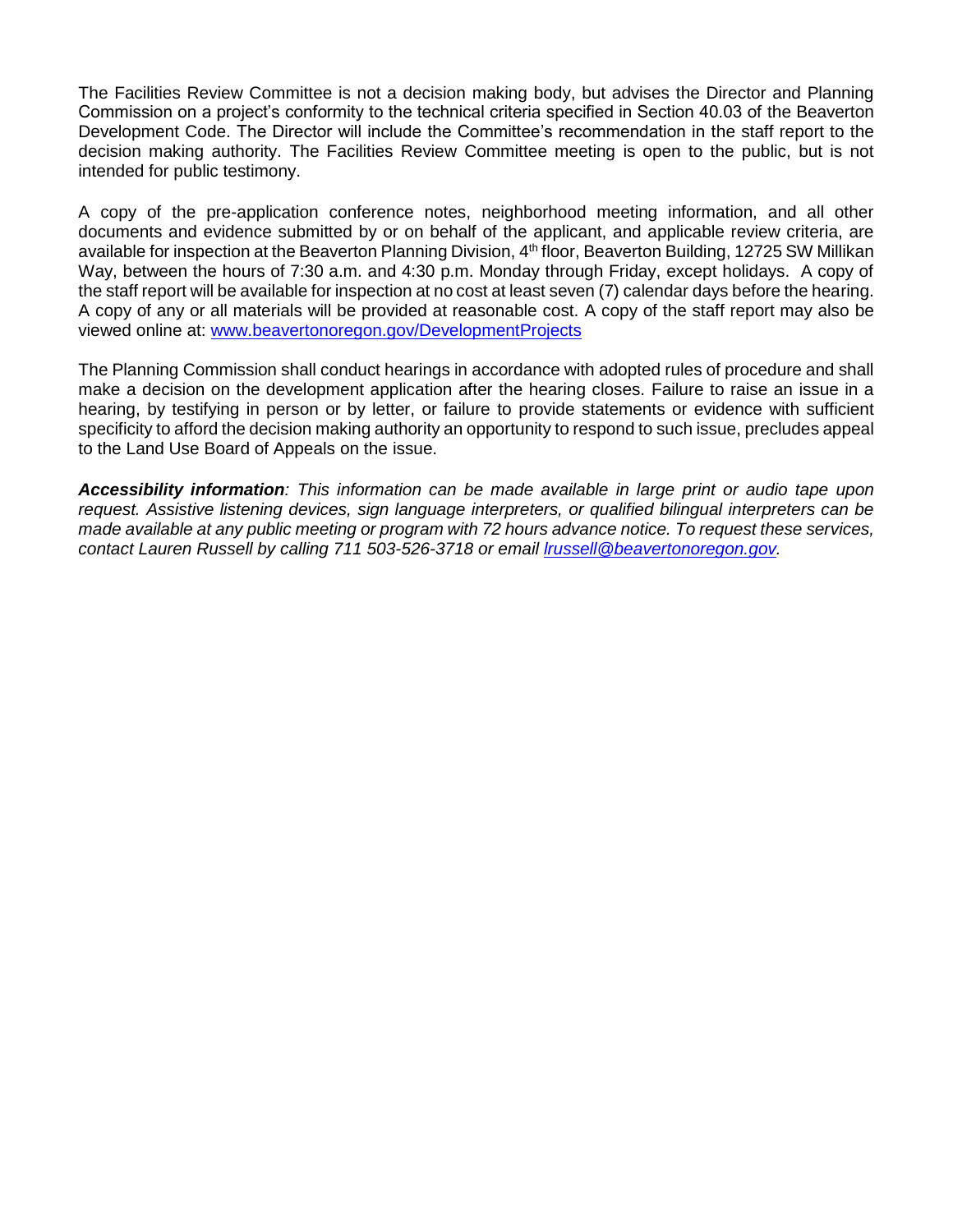The Facilities Review Committee is not a decision making body, but advises the Director and Planning Commission on a project's conformity to the technical criteria specified in Section 40.03 of the Beaverton Development Code. The Director will include the Committee's recommendation in the staff report to the decision making authority. The Facilities Review Committee meeting is open to the public, but is not intended for public testimony.

A copy of the pre-application conference notes, neighborhood meeting information, and all other documents and evidence submitted by or on behalf of the applicant, and applicable review criteria, are available for inspection at the Beaverton Planning Division, 4th floor, Beaverton Building, 12725 SW Millikan Way, between the hours of 7:30 a.m. and 4:30 p.m. Monday through Friday, except holidays. A copy of the staff report will be available for inspection at no cost at least seven (7) calendar days before the hearing. A copy of any or all materials will be provided at reasonable cost. A copy of the staff report may also be viewed online at: [www.beavertonoregon.gov/DevelopmentProjects](http://www.beavertonoregon.gov/DevelopmentProjects)

The Planning Commission shall conduct hearings in accordance with adopted rules of procedure and shall make a decision on the development application after the hearing closes. Failure to raise an issue in a hearing, by testifying in person or by letter, or failure to provide statements or evidence with sufficient specificity to afford the decision making authority an opportunity to respond to such issue, precludes appeal to the Land Use Board of Appeals on the issue.

***Accessibility information****: This information can be made available in large print or audio tape upon request. Assistive listening devices, sign language interpreters, or qualified bilingual interpreters can be made available at any public meeting or program with 72 hours advance notice. To request these services, contact Lauren Russell by calling 711 503-526-3718 or email [lrussell@beavertonoregon.gov](mailto:lrussell@beavertonoregon.gov).*